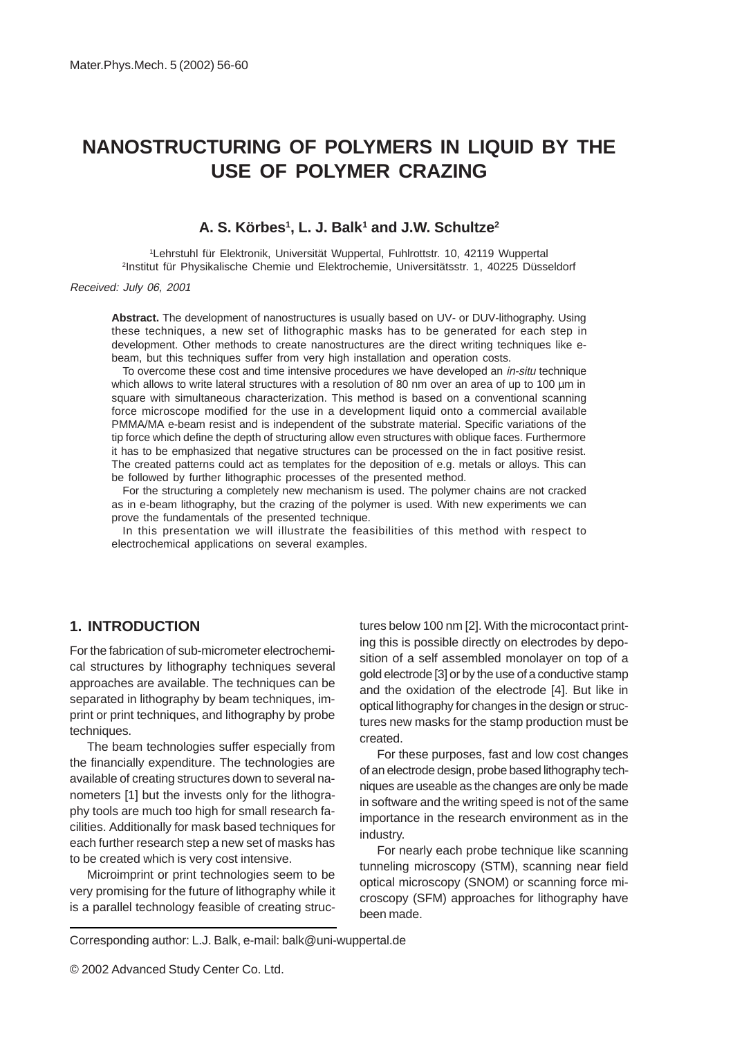# NANOSTRUCTURING OF POLYMERS IN LIQUID BY THE USE OF POLYMER CRAZING

**A. S. Körbes[1], L. J. Balk[1] and J.W. Schultze[2]**

[1]Lehrstuhl für Elektronik, Universität Wuppertal, Fuhlrottstr. 10, 42119 Wuppertal
[2]Institut für Physikalische Chemie und Elektrochemie, Universitätsstr. 1, 40225 Düsseldorf

*Received: July 06, 2001*

**Abstract.** The development of nanostructures is usually based on UV- or DUV-lithography. Using these techniques, a new set of lithographic masks has to be generated for each step in development. Other methods to create nanostructures are the direct writing techniques like e-beam, but this techniques suffer from very high installation and operation costs.

To overcome these cost and time intensive procedures we have developed an *in-situ* technique which allows to write lateral structures with a resolution of 80 nm over an area of up to 100 µm in square with simultaneous characterization. This method is based on a conventional scanning force microscope modified for the use in a development liquid onto a commercial available PMMA/MA e-beam resist and is independent of the substrate material. Specific variations of the tip force which define the depth of structuring allow even structures with oblique faces. Furthermore it has to be emphasized that negative structures can be processed on the in fact positive resist. The created patterns could act as templates for the deposition of e.g. metals or alloys. This can be followed by further lithographic processes of the presented method.

For the structuring a completely new mechanism is used. The polymer chains are not cracked as in e-beam lithography, but the crazing of the polymer is used. With new experiments we can prove the fundamentals of the presented technique.

In this presentation we will illustrate the feasibilities of this method with respect to electrochemical applications on several examples.

## 1. INTRODUCTION

For the fabrication of sub-micrometer electrochemical structures by lithography techniques several approaches are available. The techniques can be separated in lithography by beam techniques, imprint or print techniques, and lithography by probe techniques.

The beam technologies suffer especially from the financially expenditure. The technologies are available of creating structures down to several nanometers [1] but the invests only for the lithography tools are much too high for small research facilities. Additionally for mask based techniques for each further research step a new set of masks has to be created which is very cost intensive.

Microimprint or print technologies seem to be very promising for the future of lithography while it is a parallel technology feasible of creating structures below 100 nm [2]. With the microcontact printing this is possible directly on electrodes by deposition of a self assembled monolayer on top of a gold electrode [3] or by the use of a conductive stamp and the oxidation of the electrode [4]. But like in optical lithography for changes in the design or structures new masks for the stamp production must be created.

For these purposes, fast and low cost changes of an electrode design, probe based lithography techniques are useable as the changes are only be made in software and the writing speed is not of the same importance in the research environment as in the industry.

For nearly each probe technique like scanning tunneling microscopy (STM), scanning near field optical microscopy (SNOM) or scanning force microscopy (SFM) approaches for lithography have been made.

Corresponding author: L.J. Balk, e-mail: balk@uni-wuppertal.de

© 2002 Advanced Study Center Co. Ltd.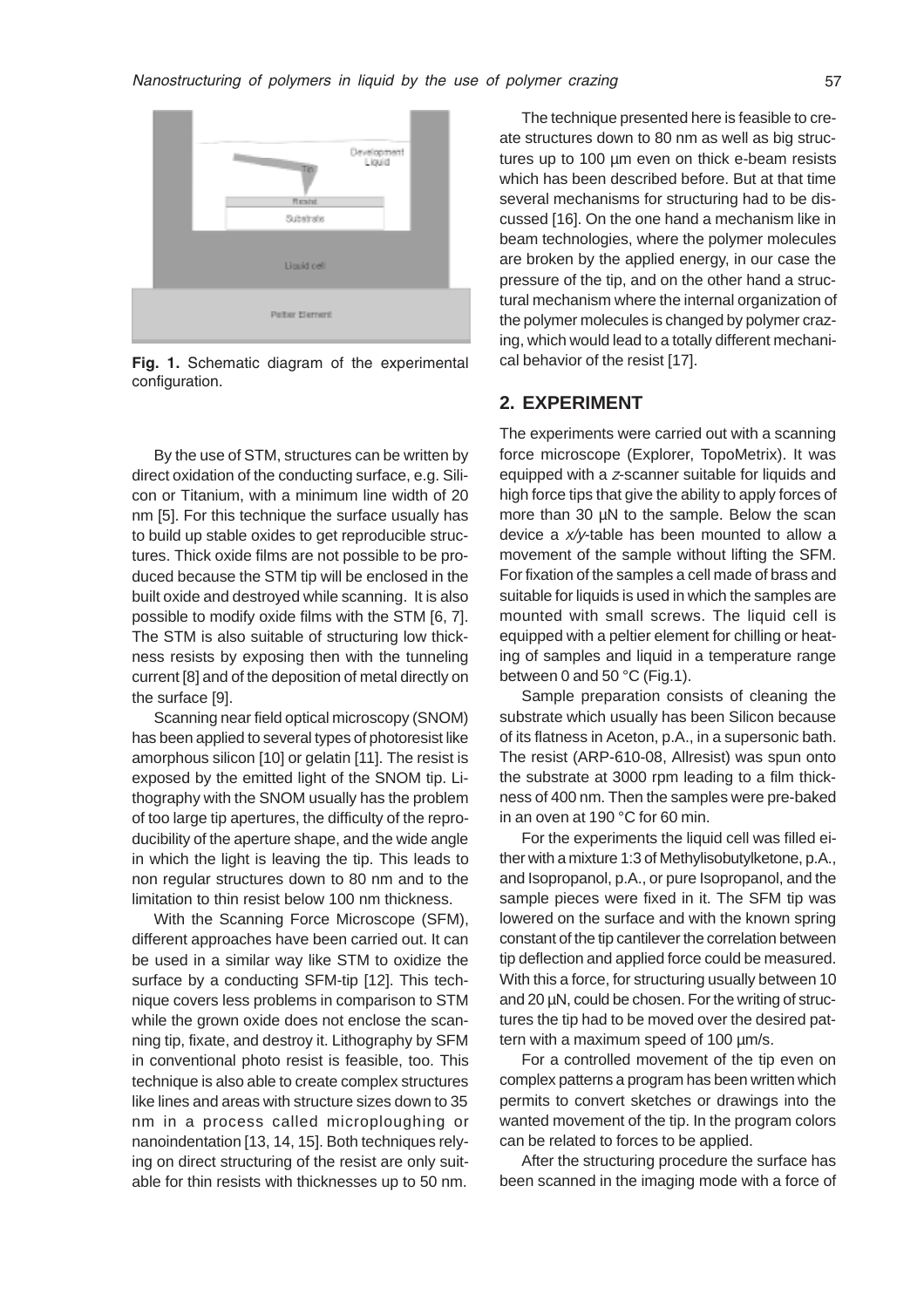Fig. 1. Schematic diagram of the experimental configuration.

By the use of STM, structures can be written by direct oxidation of the conducting surface, e.g. Silicon or Titanium, with a minimum line width of 20 nm [5]. For this technique the surface usually has to build up stable oxides to get reproducible structures. Thick oxide films are not possible to be produced because the STM tip will be enclosed in the built oxide and destroyed while scanning. It is also possible to modify oxide films with the STM [6, 7]. The STM is also suitable of structuring low thickness resists by exposing then with the tunneling current [8] and of the deposition of metal directly on the surface [9].

Scanning near field optical microscopy (SNOM) has been applied to several types of photoresist like amorphous silicon [10] or gelatin [11]. The resist is exposed by the emitted light of the SNOM tip. Lithography with the SNOM usually has the problem of too large tip apertures, the difficulty of the reproducibility of the aperture shape, and the wide angle in which the light is leaving the tip. This leads to non regular structures down to 80 nm and to the limitation to thin resist below 100 nm thickness.

With the Scanning Force Microscope (SFM), different approaches have been carried out. It can be used in a similar way like STM to oxidize the surface by a conducting SFM-tip [12]. This technique covers less problems in comparison to STM while the grown oxide does not enclose the scanning tip, fixate, and destroy it. Lithography by SFM in conventional photo resist is feasible, too. This technique is also able to create complex structures like lines and areas with structure sizes down to 35 nm in a process called microploughing or nanoindentation [13, 14, 15]. Both techniques relying on direct structuring of the resist are only suitable for thin resists with thicknesses up to 50 nm.

The technique presented here is feasible to create structures down to 80 nm as well as big structures up to 100 µm even on thick e-beam resists which has been described before. But at that time several mechanisms for structuring had to be discussed [16]. On the one hand a mechanism like in beam technologies, where the polymer molecules are broken by the applied energy, in our case the pressure of the tip, and on the other hand a structural mechanism where the internal organization of the polymer molecules is changed by polymer crazing, which would lead to a totally different mechanical behavior of the resist [17].

## 2. EXPERIMENT

The experiments were carried out with a scanning force microscope (Explorer, TopoMetrix). It was equipped with a *z*-scanner suitable for liquids and high force tips that give the ability to apply forces of more than 30 µN to the sample. Below the scan device a *x/y*-table has been mounted to allow a movement of the sample without lifting the SFM. For fixation of the samples a cell made of brass and suitable for liquids is used in which the samples are mounted with small screws. The liquid cell is equipped with a peltier element for chilling or heating of samples and liquid in a temperature range between 0 and 50 °C (Fig.1).

Sample preparation consists of cleaning the substrate which usually has been Silicon because of its flatness in Aceton, p.A., in a supersonic bath. The resist (ARP-610-08, Allresist) was spun onto the substrate at 3000 rpm leading to a film thickness of 400 nm. Then the samples were pre-baked in an oven at 190 °C for 60 min.

For the experiments the liquid cell was filled either with a mixture 1:3 of Methylisobutylketone, p.A., and Isopropanol, p.A., or pure Isopropanol, and the sample pieces were fixed in it. The SFM tip was lowered on the surface and with the known spring constant of the tip cantilever the correlation between tip deflection and applied force could be measured. With this a force, for structuring usually between 10 and 20 µN, could be chosen. For the writing of structures the tip had to be moved over the desired pattern with a maximum speed of 100 µm/s.

For a controlled movement of the tip even on complex patterns a program has been written which permits to convert sketches or drawings into the wanted movement of the tip. In the program colors can be related to forces to be applied.

After the structuring procedure the surface has been scanned in the imaging mode with a force of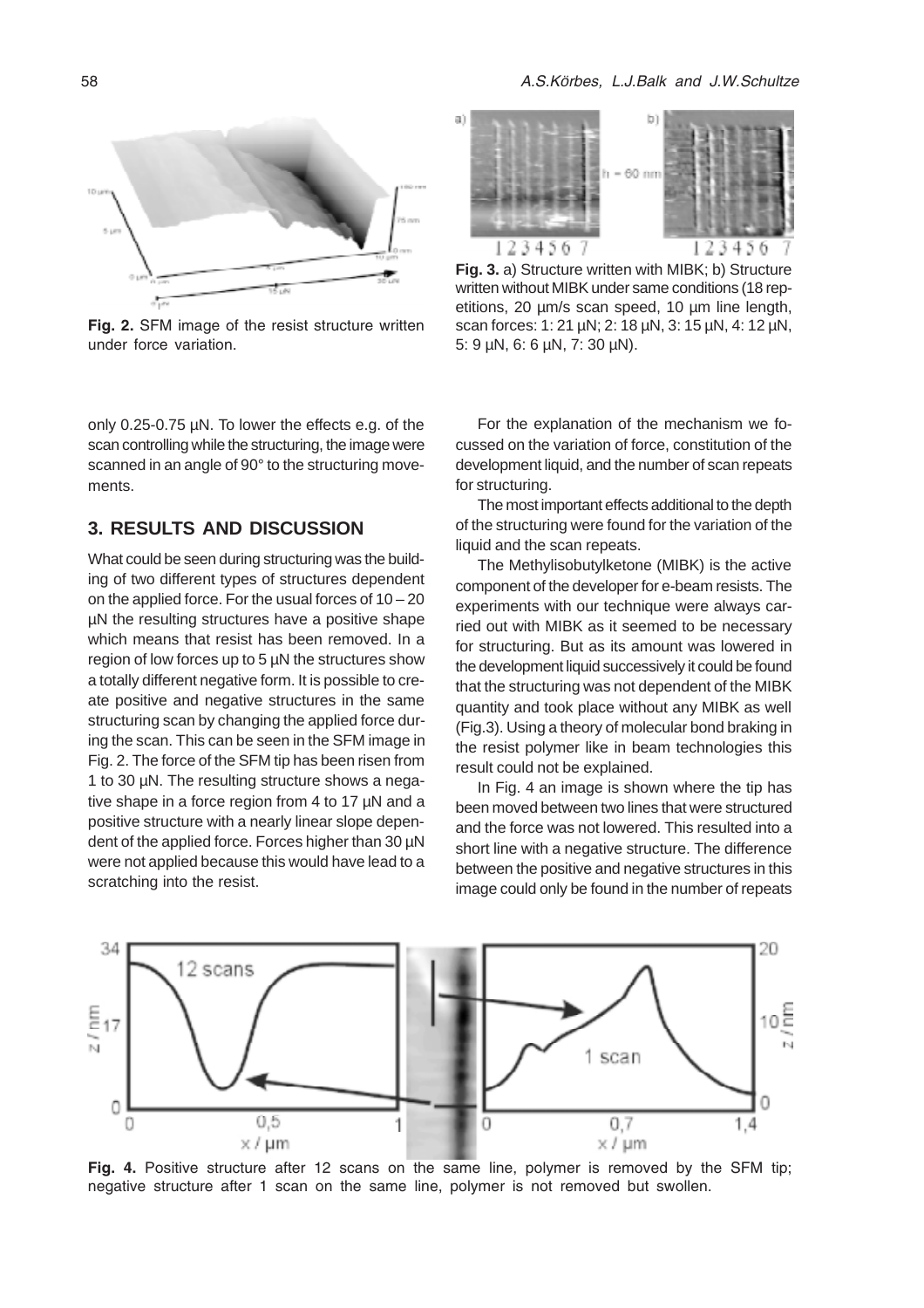**Fig. 2.** SFM image of the resist structure written under force variation.

**Fig. 3.** a) Structure written with MIBK; b) Structure written without MIBK under same conditions (18 repetitions, 20 µm/s scan speed, 10 µm line length, scan forces: 1: 21 µN; 2: 18 µN, 3: 15 µN, 4: 12 µN, 5: 9 µN, 6: 6 µN, 7: 30 µN).

only 0.25-0.75 µN. To lower the effects e.g. of the scan controlling while the structuring, the image were scanned in an angle of 90° to the structuring movements.

## 3. RESULTS AND DISCUSSION

What could be seen during structuring was the building of two different types of structures dependent on the applied force. For the usual forces of 10 – 20 µN the resulting structures have a positive shape which means that resist has been removed. In a region of low forces up to 5 µN the structures show a totally different negative form. It is possible to create positive and negative structures in the same structuring scan by changing the applied force during the scan. This can be seen in the SFM image in Fig. 2. The force of the SFM tip has been risen from 1 to 30 µN. The resulting structure shows a negative shape in a force region from 4 to 17 µN and a positive structure with a nearly linear slope dependent of the applied force. Forces higher than 30 µN were not applied because this would have lead to a scratching into the resist.

For the explanation of the mechanism we focussed on the variation of force, constitution of the development liquid, and the number of scan repeats for structuring.

The most important effects additional to the depth of the structuring were found for the variation of the liquid and the scan repeats.

The Methylisobutylketone (MIBK) is the active component of the developer for e-beam resists. The experiments with our technique were always carried out with MIBK as it seemed to be necessary for structuring. But as its amount was lowered in the development liquid successively it could be found that the structuring was not dependent of the MIBK quantity and took place without any MIBK as well (Fig.3). Using a theory of molecular bond braking in the resist polymer like in beam technologies this result could not be explained.

In Fig. 4 an image is shown where the tip has been moved between two lines that were structured and the force was not lowered. This resulted into a short line with a negative structure. The difference between the positive and negative structures in this image could only be found in the number of repeats

**Fig. 4.** Positive structure after 12 scans on the same line, polymer is removed by the SFM tip; negative structure after 1 scan on the same line, polymer is not removed but swollen.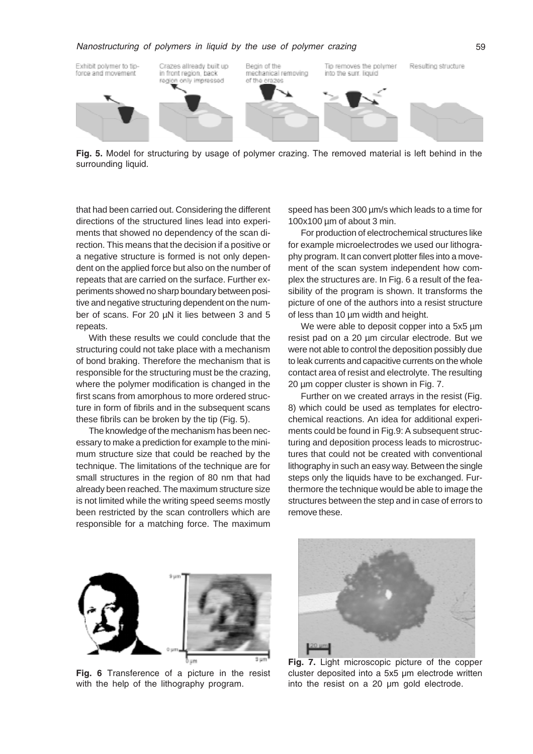Exhibit polymer to tip-force and movement

Crazes allready built up in front region, back region only impressed

Begin of the mechanical removing of the crazes

Tip removes the polymer into the surr. liquid

Resulting structure

**Fig. 5.** Model for structuring by usage of polymer crazing. The removed material is left behind in the surrounding liquid.

that had been carried out. Considering the different directions of the structured lines lead into experiments that showed no dependency of the scan direction. This means that the decision if a positive or a negative structure is formed is not only dependent on the applied force but also on the number of repeats that are carried on the surface. Further experiments showed no sharp boundary between positive and negative structuring dependent on the number of scans. For 20 µN it lies between 3 and 5 repeats.

With these results we could conclude that the structuring could not take place with a mechanism of bond braking. Therefore the mechanism that is responsible for the structuring must be the crazing, where the polymer modification is changed in the first scans from amorphous to more ordered structure in form of fibrils and in the subsequent scans these fibrils can be broken by the tip (Fig. 5).

The knowledge of the mechanism has been necessary to make a prediction for example to the minimum structure size that could be reached by the technique. The limitations of the technique are for small structures in the region of 80 nm that had already been reached. The maximum structure size is not limited while the writing speed seems mostly been restricted by the scan controllers which are responsible for a matching force. The maximum speed has been 300 µm/s which leads to a time for 100x100 µm of about 3 min.

For production of electrochemical structures like for example microelectrodes we used our lithography program. It can convert plotter files into a movement of the scan system independent how complex the structures are. In Fig. 6 a result of the feasibility of the program is shown. It transforms the picture of one of the authors into a resist structure of less than 10 µm width and height.

We were able to deposit copper into a 5x5 µm resist pad on a 20 µm circular electrode. But we were not able to control the deposition possibly due to leak currents and capacitive currents on the whole contact area of resist and electrolyte. The resulting 20 µm copper cluster is shown in Fig. 7.

Further on we created arrays in the resist (Fig. 8) which could be used as templates for electrochemical reactions. An idea for additional experiments could be found in Fig.9: A subsequent structuring and deposition process leads to microstructures that could not be created with conventional lithography in such an easy way. Between the single steps only the liquids have to be exchanged. Furthermore the technique would be able to image the structures between the step and in case of errors to remove these.

**Fig. 6** Transference of a picture in the resist with the help of the lithography program.

**Fig. 7.** Light microscopic picture of the copper cluster deposited into a 5x5 µm electrode written into the resist on a 20 µm gold electrode.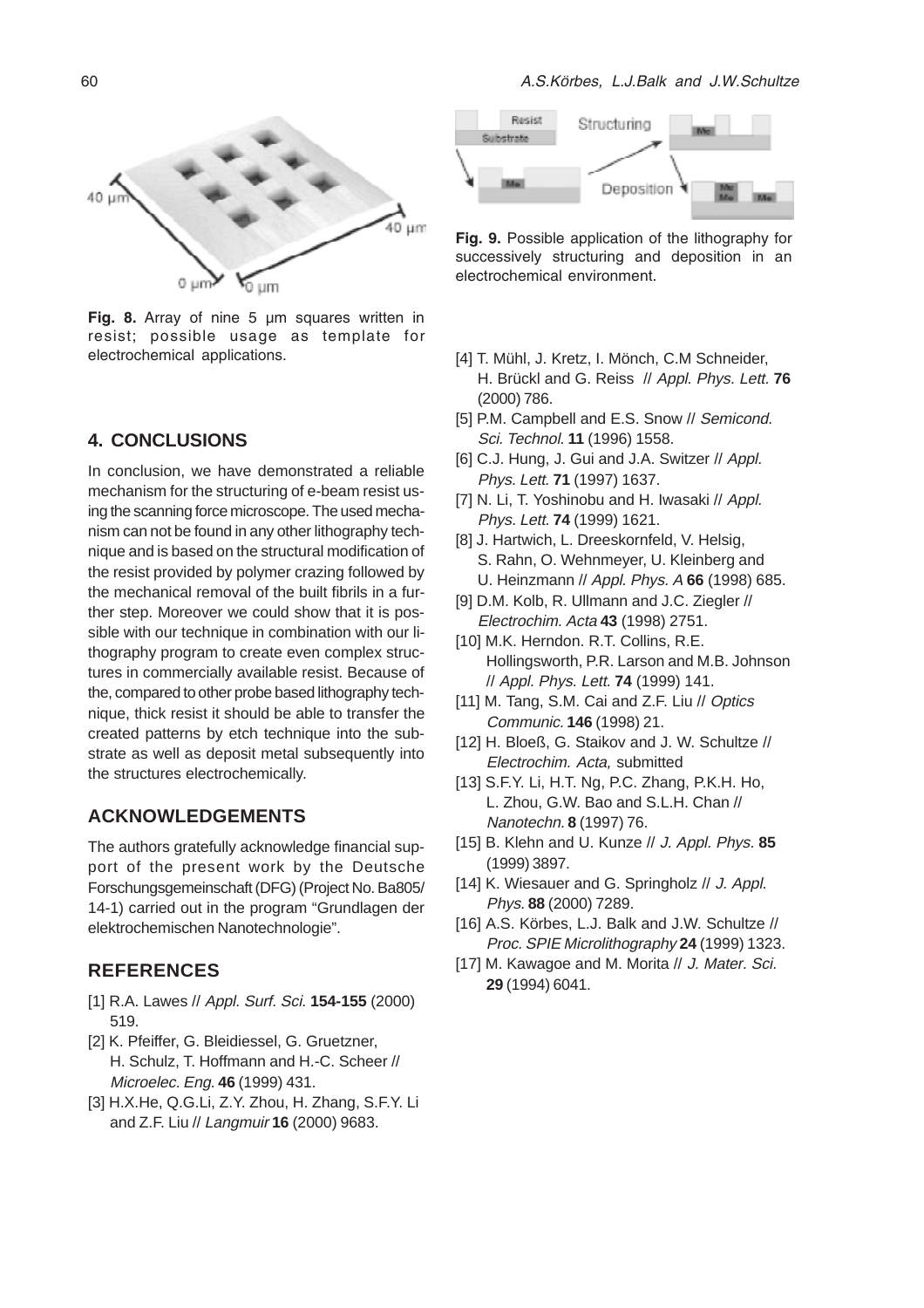40 µm

40 µm

0 µm

0 µm

**Fig. 8.** Array of nine 5 µm squares written in resist; possible usage as template for electrochemical applications.

Resist

Substrate

Structuring

Me

Me

Deposition

Me

Me

Me

**Fig. 9.** Possible application of the lithography for successively structuring and deposition in an electrochemical environment.

## 4. CONCLUSIONS

In conclusion, we have demonstrated a reliable mechanism for the structuring of e-beam resist using the scanning force microscope. The used mechanism can not be found in any other lithography technique and is based on the structural modification of the resist provided by polymer crazing followed by the mechanical removal of the built fibrils in a further step. Moreover we could show that it is possible with our technique in combination with our lithography program to create even complex structures in commercially available resist. Because of the, compared to other probe based lithography technique, thick resist it should be able to transfer the created patterns by etch technique into the substrate as well as deposit metal subsequently into the structures electrochemically.

## ACKNOWLEDGEMENTS

The authors gratefully acknowledge financial support of the present work by the Deutsche Forschungsgemeinschaft (DFG) (Project No. Ba805/14-1) carried out in the program "Grundlagen der elektrochemischen Nanotechnologie".

## REFERENCES

[1] R.A. Lawes // *Appl. Surf. Sci.* **154-155** (2000) 519.

[2] K. Pfeiffer, G. Bleidiessel, G. Gruetzner, H. Schulz, T. Hoffmann and H.-C. Scheer // *Microelec. Eng.* **46** (1999) 431.

[3] H.X.He, Q.G.Li, Z.Y. Zhou, H. Zhang, S.F.Y. Li and Z.F. Liu // *Langmuir* **16** (2000) 9683.

[4] T. Mühl, J. Kretz, I. Mönch, C.M Schneider, H. Brückl and G. Reiss // *Appl. Phys. Lett.* **76** (2000) 786.

[5] P.M. Campbell and E.S. Snow // *Semicond. Sci. Technol.* **11** (1996) 1558.

[6] C.J. Hung, J. Gui and J.A. Switzer // *Appl. Phys. Lett.* **71** (1997) 1637.

[7] N. Li, T. Yoshinobu and H. Iwasaki // *Appl. Phys. Lett.* **74** (1999) 1621.

[8] J. Hartwich, L. Dreeskornfeld, V. Helsig, S. Rahn, O. Wehnmeyer, U. Kleinberg and U. Heinzmann // *Appl. Phys. A* **66** (1998) 685.

[9] D.M. Kolb, R. Ullmann and J.C. Ziegler // *Electrochim. Acta* **43** (1998) 2751.

[10] M.K. Herndon. R.T. Collins, R.E. Hollingsworth, P.R. Larson and M.B. Johnson // *Appl. Phys. Lett.* **74** (1999) 141.

[11] M. Tang, S.M. Cai and Z.F. Liu // *Optics Communic.* **146** (1998) 21.

[12] H. Bloeß, G. Staikov and J. W. Schultze // *Electrochim. Acta,* submitted

[13] S.F.Y. Li, H.T. Ng, P.C. Zhang, P.K.H. Ho, L. Zhou, G.W. Bao and S.L.H. Chan // *Nanotechn.* **8** (1997) 76.

[15] B. Klehn and U. Kunze // *J. Appl. Phys.* **85** (1999) 3897.

[14] K. Wiesauer and G. Springholz // *J. Appl. Phys.* **88** (2000) 7289.

[16] A.S. Körbes, L.J. Balk and J.W. Schultze // *Proc. SPIE Microlithography* **24** (1999) 1323.

[17] M. Kawagoe and M. Morita // *J. Mater. Sci.* **29** (1994) 6041.